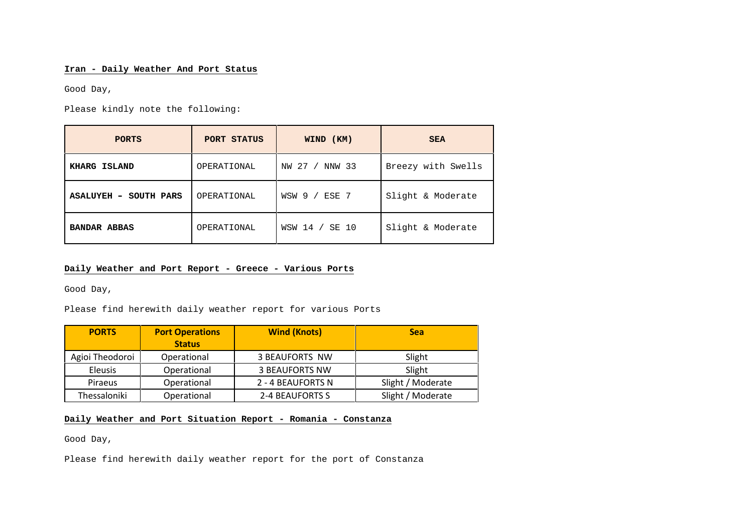**Iran - Daily Weather And Port Status**

Good Day,

Please kindly note the following:

| PORTS | PORT STATUS | WIND (KM) | SEA |
|---|---|---|---|
| **KHARG ISLAND** | OPERATIONAL | NW 27 / NNW 33 | Breezy with Swells |
| **ASALUYEH – SOUTH PARS** | OPERATIONAL | WSW 9 / ESE 7 | Slight & Moderate |
| **BANDAR ABBAS** | OPERATIONAL | WSW 14 / SE 10 | Slight & Moderate |

**Daily Weather and Port Report - Greece - Various Ports**

Good Day,

Please find herewith daily weather report for various Ports

| PORTS | Port Operations Status | Wind (Knots) | Sea |
|---|---|---|---|
| Agioi Theodoroi | Operational | 3 BEAUFORTS NW | Slight |
| Eleusis | Operational | 3 BEAUFORTS NW | Slight |
| Piraeus | Operational | 2 - 4 BEAUFORTS N | Slight / Moderate |
| Thessaloniki | Operational | 2-4 BEAUFORTS S | Slight / Moderate |

**Daily Weather and Port Situation Report - Romania - Constanza**

Good Day,

Please find herewith daily weather report for the port of Constanza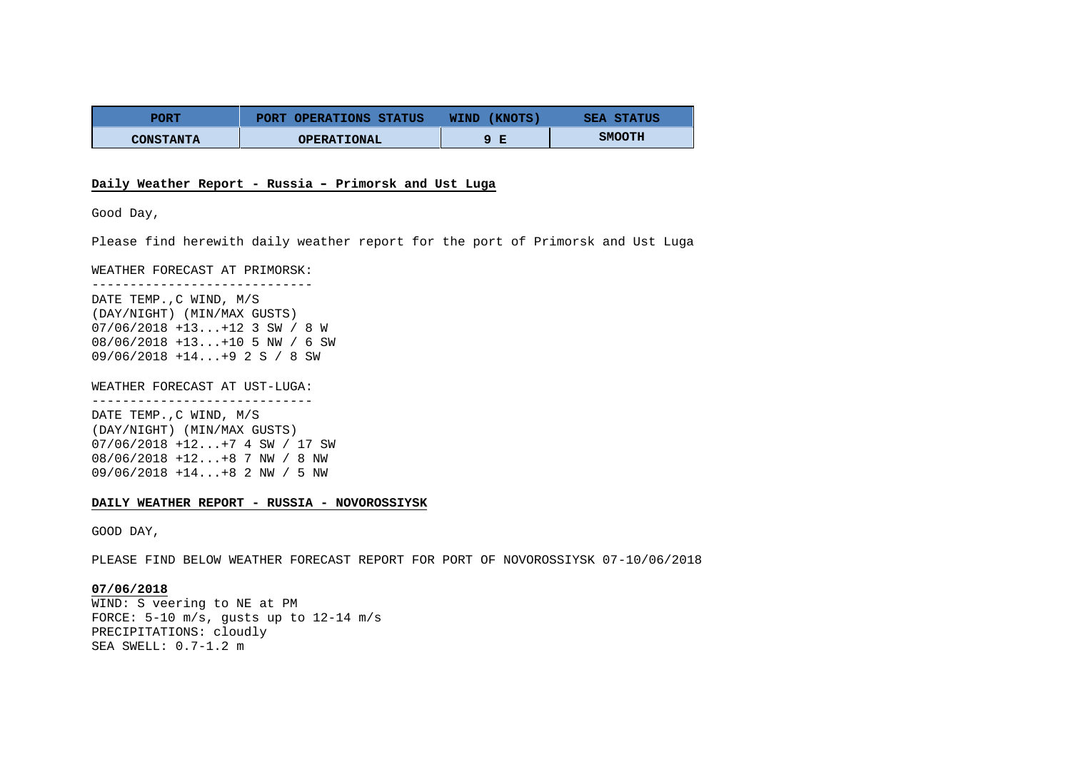| PORT | PORT OPERATIONS STATUS | WIND (KNOTS) | SEA STATUS |
| --- | --- | --- | --- |
| CONSTANTA | OPERATIONAL | 9 E | SMOOTH |

**Daily Weather Report - Russia – Primorsk and Ust Luga**

Good Day,

Please find herewith daily weather report for the port of Primorsk and Ust Luga

WEATHER FORECAST AT PRIMORSK:
-----------------------------
DATE TEMP.,C WIND, M/S
(DAY/NIGHT) (MIN/MAX GUSTS)
07/06/2018 +13...+12 3 SW / 8 W
08/06/2018 +13...+10 5 NW / 6 SW
09/06/2018 +14...+9 2 S / 8 SW

WEATHER FORECAST AT UST-LUGA:
-----------------------------
DATE TEMP.,C WIND, M/S
(DAY/NIGHT) (MIN/MAX GUSTS)
07/06/2018 +12...+7 4 SW / 17 SW
08/06/2018 +12...+8 7 NW / 8 NW
09/06/2018 +14...+8 2 NW / 5 NW

**DAILY WEATHER REPORT - RUSSIA - NOVOROSSIYSK**

GOOD DAY,

PLEASE FIND BELOW WEATHER FORECAST REPORT FOR PORT OF NOVOROSSIYSK 07-10/06/2018

**07/06/2018**
WIND: S veering to NE at PM
FORCE: 5-10 m/s, gusts up to 12-14 m/s
PRECIPITATIONS: cloudly
SEA SWELL: 0.7-1.2 m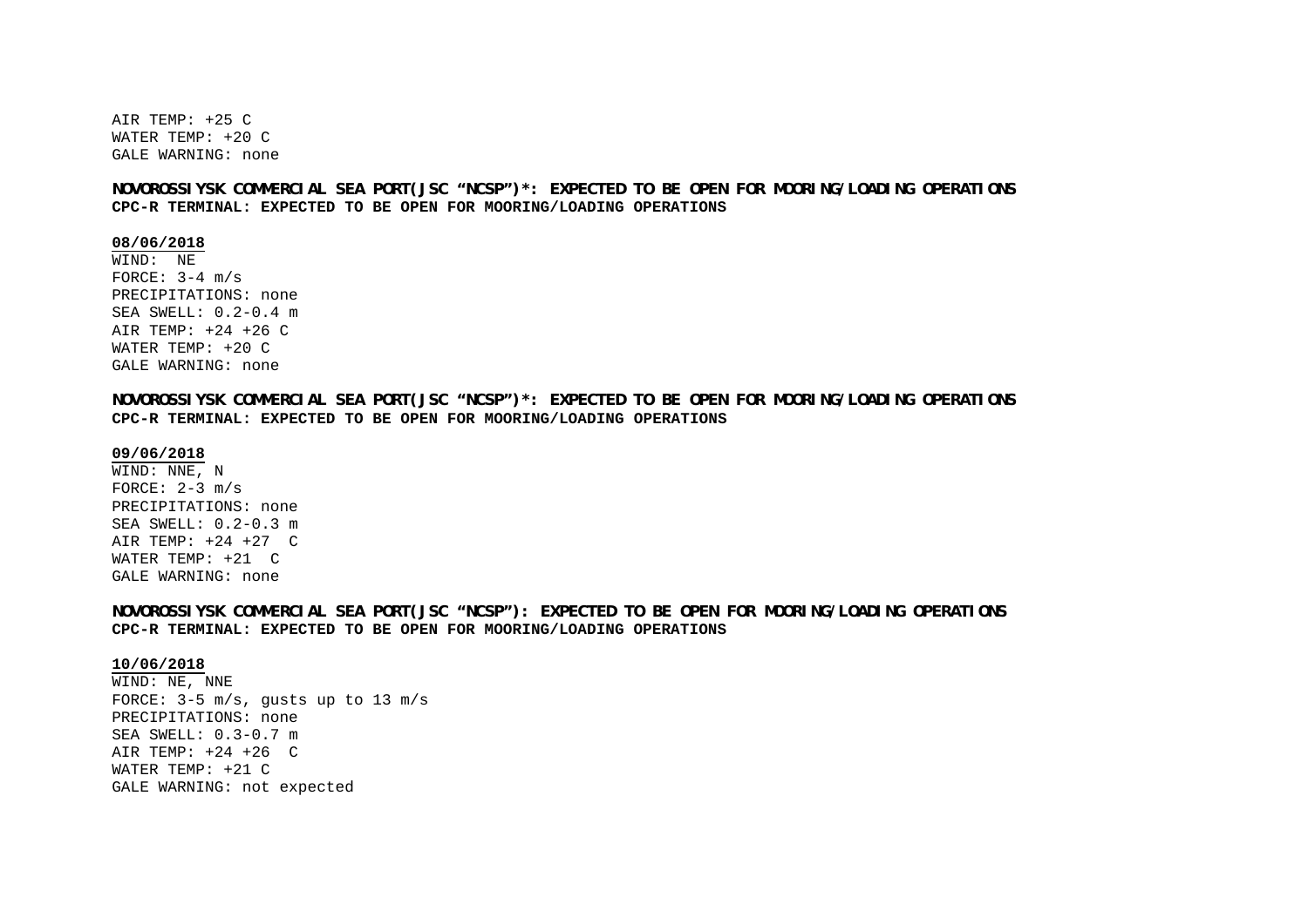AIR TEMP: +25 C
WATER TEMP: +20 C
GALE WARNING: none

**NOVOROSSIYSK COMMERCIAL SEA PORT(JSC “NCSP”)*: EXPECTED TO BE OPEN FOR MOORING/LOADING OPERATIONS**
**CPC-R TERMINAL: EXPECTED TO BE OPEN FOR MOORING/LOADING OPERATIONS**

**08/06/2018**
WIND: NE
FORCE: 3-4 m/s
PRECIPITATIONS: none
SEA SWELL: 0.2-0.4 m
AIR TEMP: +24 +26 C
WATER TEMP: +20 C
GALE WARNING: none

**NOVOROSSIYSK COMMERCIAL SEA PORT(JSC “NCSP”)*: EXPECTED TO BE OPEN FOR MOORING/LOADING OPERATIONS**
**CPC-R TERMINAL: EXPECTED TO BE OPEN FOR MOORING/LOADING OPERATIONS**

**09/06/2018**
WIND: NNE, N
FORCE: 2-3 m/s
PRECIPITATIONS: none
SEA SWELL: 0.2-0.3 m
AIR TEMP: +24 +27 C
WATER TEMP: +21 C
GALE WARNING: none

**NOVOROSSIYSK COMMERCIAL SEA PORT(JSC “NCSP”): EXPECTED TO BE OPEN FOR MOORING/LOADING OPERATIONS**
**CPC-R TERMINAL: EXPECTED TO BE OPEN FOR MOORING/LOADING OPERATIONS**

**10/06/2018**
WIND: NE, NNE
FORCE: 3-5 m/s, gusts up to 13 m/s
PRECIPITATIONS: none
SEA SWELL: 0.3-0.7 m
AIR TEMP: +24 +26 C
WATER TEMP: +21 C
GALE WARNING: not expected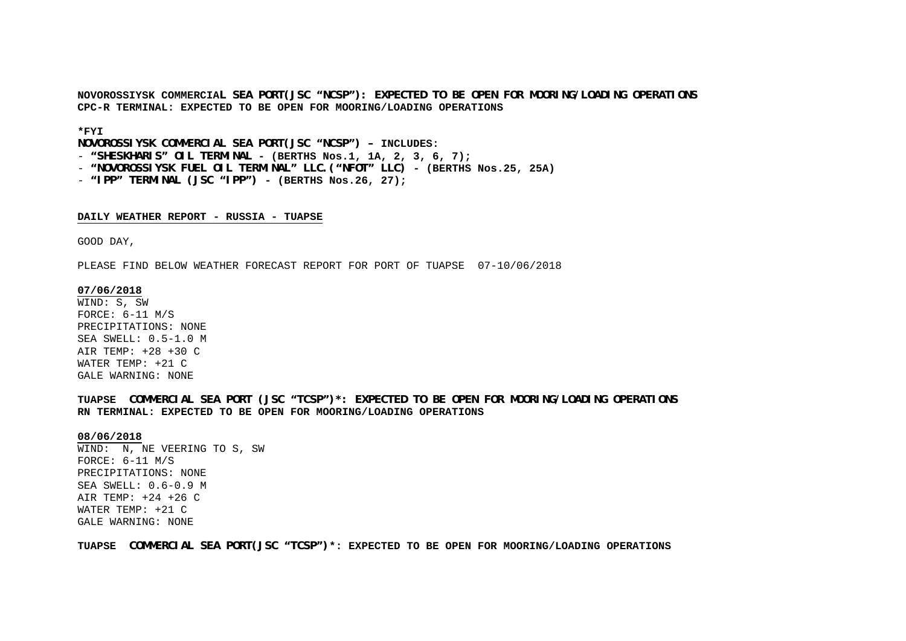**NOVOROSSIYSK COMMERCIAL SEA PORT(JSC “NCSP”): EXPECTED TO BE OPEN FOR MOORING/LOADING OPERATIONS**
**CPC-R TERMINAL: EXPECTED TO BE OPEN FOR MOORING/LOADING OPERATIONS**

**\*FYI**
**NOVOROSSIYSK COMMERCIAL SEA PORT(JSC “NCSP”) – INCLUDES:**
- **“SHESKHARIS” OIL TERMINAL - (BERTHS Nos.1, 1A, 2, 3, 6, 7);**
- **“NOVOROSSIYSK FUEL OIL TERMINAL” LLC.(“NFOT” LLC) - (BERTHS Nos.25, 25A)**
- **“IPP” TERMINAL (JSC “IPP”) - (BERTHS Nos.26, 27);**

**DAILY WEATHER REPORT - RUSSIA - TUAPSE**

GOOD DAY,

PLEASE FIND BELOW WEATHER FORECAST REPORT FOR PORT OF TUAPSE 07-10/06/2018

**07/06/2018**
WIND: S, SW
FORCE: 6-11 M/S
PRECIPITATIONS: NONE
SEA SWELL: 0.5-1.0 M
AIR TEMP: +28 +30 C
WATER TEMP: +21 C
GALE WARNING: NONE

**TUAPSE COMMERCIAL SEA PORT (JSC “TCSP”)\*: EXPECTED TO BE OPEN FOR MOORING/LOADING OPERATIONS**
**RN TERMINAL: EXPECTED TO BE OPEN FOR MOORING/LOADING OPERATIONS**

**08/06/2018**
WIND: N, NE VEERING TO S, SW
FORCE: 6-11 M/S
PRECIPITATIONS: NONE
SEA SWELL: 0.6-0.9 M
AIR TEMP: +24 +26 C
WATER TEMP: +21 C
GALE WARNING: NONE

**TUAPSE COMMERCIAL SEA PORT(JSC “TCSP”)\*: EXPECTED TO BE OPEN FOR MOORING/LOADING OPERATIONS**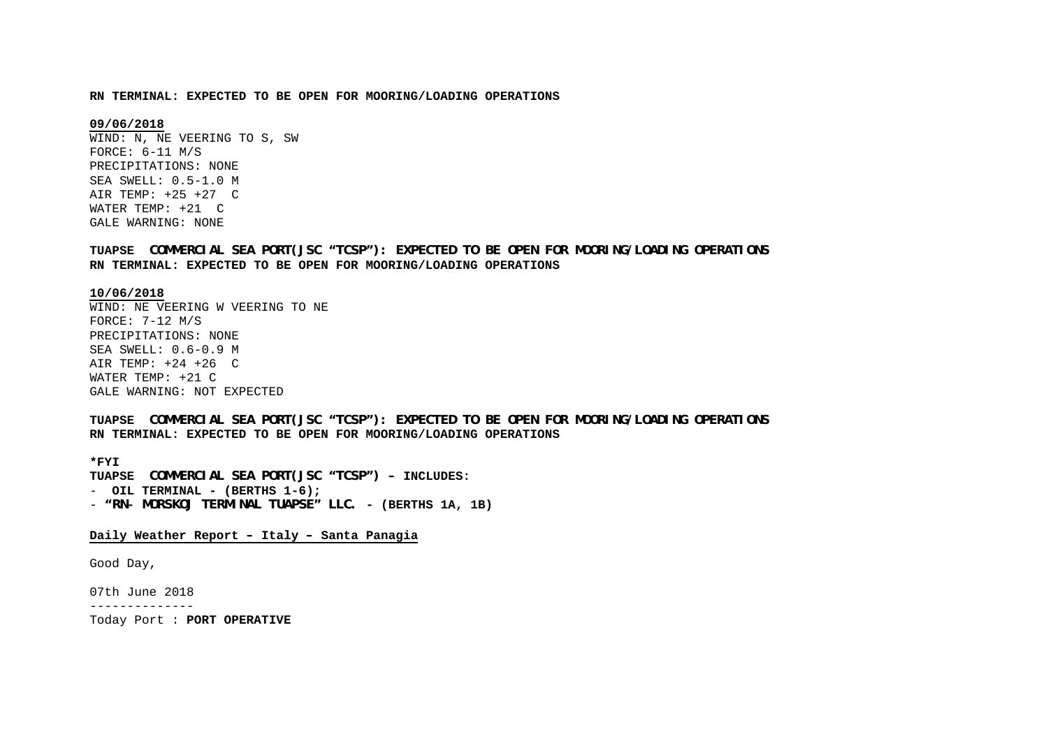**RN TERMINAL: EXPECTED TO BE OPEN FOR MOORING/LOADING OPERATIONS**

**09/06/2018**

WIND: N, NE VEERING TO S, SW
FORCE: 6-11 M/S
PRECIPITATIONS: NONE
SEA SWELL: 0.5-1.0 M
AIR TEMP: +25 +27 C
WATER TEMP: +21 C
GALE WARNING: NONE

**TUAPSE COMMERCIAL SEA PORT(JSC “TCSP”): EXPECTED TO BE OPEN FOR MOORING/LOADING OPERATIONS**
**RN TERMINAL: EXPECTED TO BE OPEN FOR MOORING/LOADING OPERATIONS**

**10/06/2018**

WIND: NE VEERING W VEERING TO NE
FORCE: 7-12 M/S
PRECIPITATIONS: NONE
SEA SWELL: 0.6-0.9 M
AIR TEMP: +24 +26 C
WATER TEMP: +21 C
GALE WARNING: NOT EXPECTED

**TUAPSE COMMERCIAL SEA PORT(JSC “TCSP”): EXPECTED TO BE OPEN FOR MOORING/LOADING OPERATIONS**
**RN TERMINAL: EXPECTED TO BE OPEN FOR MOORING/LOADING OPERATIONS**

**\*FYI**
**TUAPSE COMMERCIAL SEA PORT(JSC “TCSP”) – INCLUDES:**
- **OIL TERMINAL - (BERTHS 1-6);**
- **“RN- MORSKOJ TERMINAL TUAPSE” LLC. - (BERTHS 1A, 1B)**

**Daily Weather Report – Italy – Santa Panagia**

Good Day,

07th June 2018
--------------
Today Port : **PORT OPERATIVE**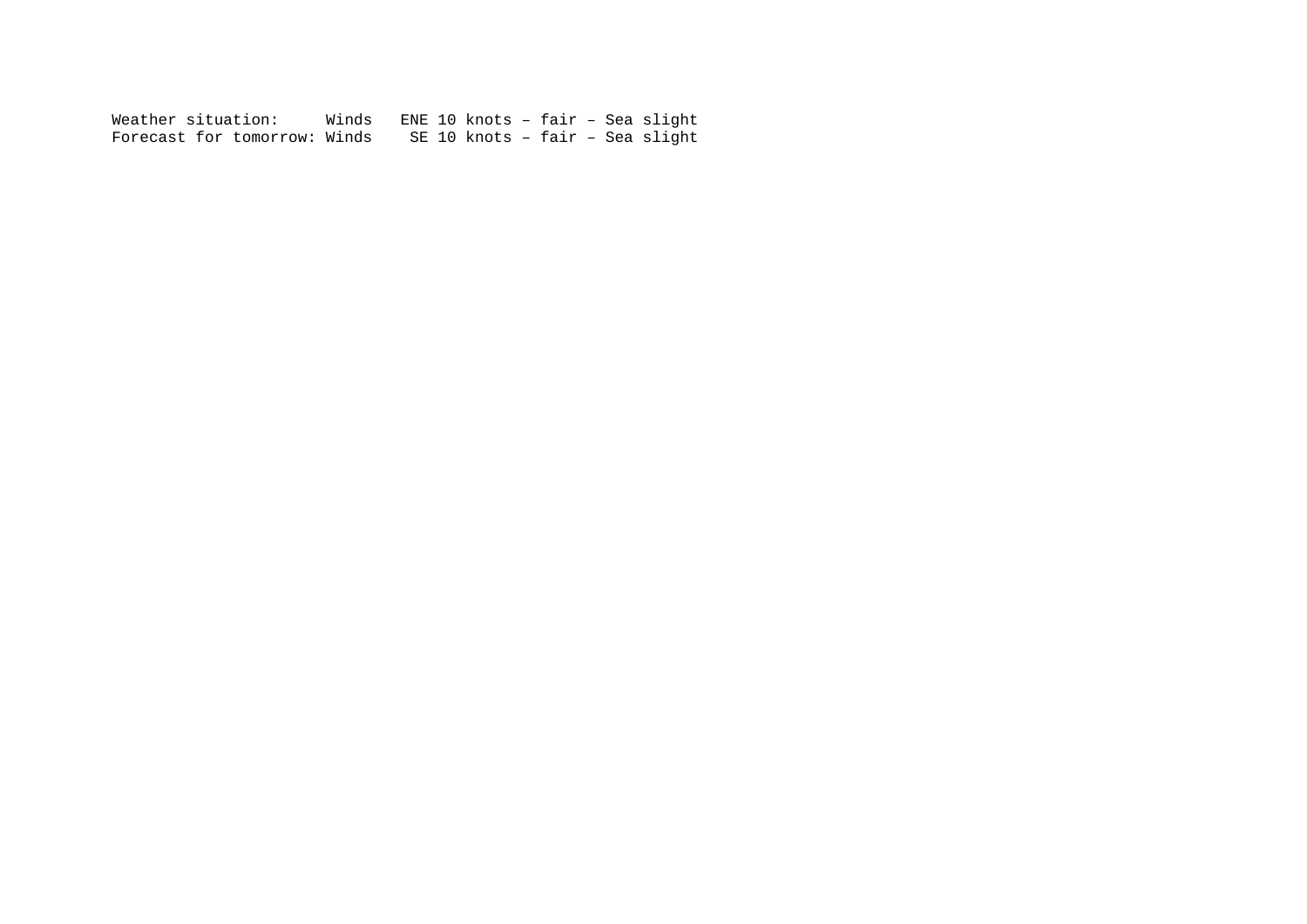Weather situation:     Winds   ENE 10 knots – fair – Sea slight
Forecast for tomorrow: Winds    SE 10 knots – fair – Sea slight